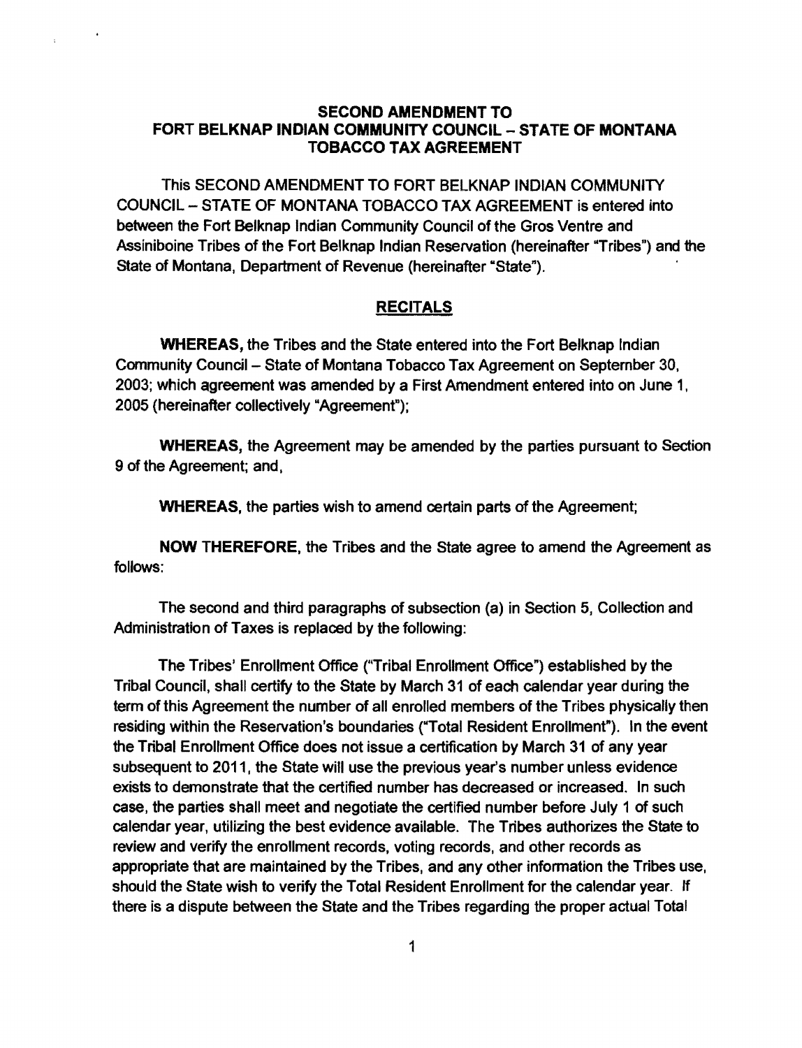## SECOND AMENDMENT TO FORT BELKNAP INDIAN COMMUNITY COUNCIL – STATE OF MONTANA TOBACCO TAX AGREEMENT

This SECOND AMENDMENT TO FORT BELKNAP INDIAN COMMUNITY COUNCIL – STATE OF MONTANA TOBACCO TAX AGREEMENT is entered into between the Fort Belknap Indian Community Council of the Gros Ventre and Assiniboine Tribes of the Fort Belknap Indian Reservation (hereinafter "Tribes") and the State of Montana, Department of Revenue (hereinafter "State").

### RECITALS

**WHEREAS,** the Tribes and the State entered into the Fort Belknap Indian Community Council – State of Montana Tobacco Tax Agreement on September 30, 2003; which agreement was amended by a First Amendment entered into on June 1, 2005 (hereinafter collectively "Agreement");

**WHEREAS,** the Agreement may be amended by the parties pursuant to Section 9 of the Agreement; and,

**WHEREAS,** the parties wish to amend certain parts of the Agreement;

**NOW THEREFORE,** the Tribes and the State agree to amend the Agreement as follows:

The second and third paragraphs of subsection (a) in Section 5, Collection and Administration of Taxes is replaced by the following:

The Tribes' Enrollment Office ("Tribal Enrollment Office") established by the Tribal Council, shall certify to the State by March 31 of each calendar year during the term of this Agreement the number of all enrolled members of the Tribes physically then residing within the Reservation's boundaries ("Total Resident Enrollment"). In the event the Tribal Enrollment Office does not issue a certification by March 31 of any year subsequent to 2011, the State will use the previous year's number unless evidence exists to demonstrate that the certified number has decreased or increased. In such case, the parties shall meet and negotiate the certified number before July 1 of such calendar year, utilizing the best evidence available. The Tribes authorizes the State to review and verify the enrollment records, voting records, and other records as appropriate that are maintained by the Tribes, and any other information the Tribes use, should the State wish to verify the Total Resident Enrollment for the calendar year. If there is a dispute between the State and the Tribes regarding the proper actual Total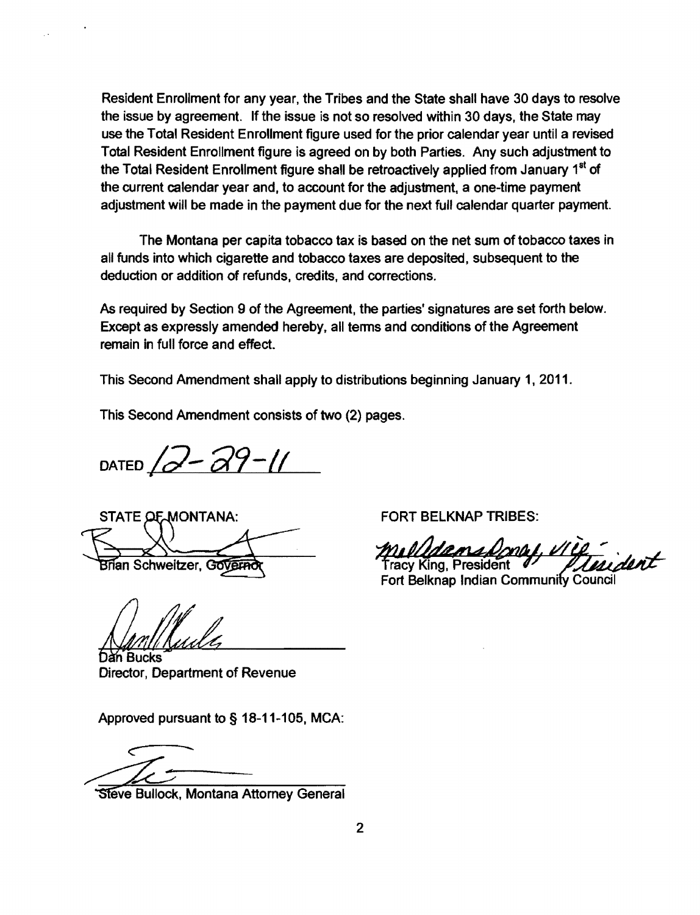Resident Enrollment for any year, the Tribes and the State shall have 30 days to resolve the issue by agreement. If the issue is not so resolved within 30 days, the State may use the Total Resident Enrollment figure used for the prior calendar year until a revised Total Resident Enrollment figure is agreed on by both Parties. Any such adjustment to the Total Resident Enrollment figure shall be retroactively applied from January 1st of the current calendar year and, to account for the adjustment, a one-time payment adjustment will be made in the payment due for the next full calendar quarter payment.

The Montana per capita tobacco tax is based on the net sum of tobacco taxes in all funds into which cigarette and tobacco taxes are deposited, subsequent to the deduction or addition of refunds, credits, and corrections.

As required by Section 9 of the Agreement, the parties' signatures are set forth below. Except as expressly amended hereby, all terms and conditions of the Agreement remain in full force and effect.

This Second Amendment shall apply to distributions beginning January 1, 2011.

This Second Amendment consists of two (2) pages.

DATED 12-29-11

STATE OF MONTANA:

Brian Schweitzer, Governor

FORT BELKNAP TRIBES:

Tracy King, President — Vice President

Fort Belknap Indian Community Council

Dan Bucks
Director, Department of Revenue

Approved pursuant to § 18-11-105, MCA:

Steve Bullock, Montana Attorney General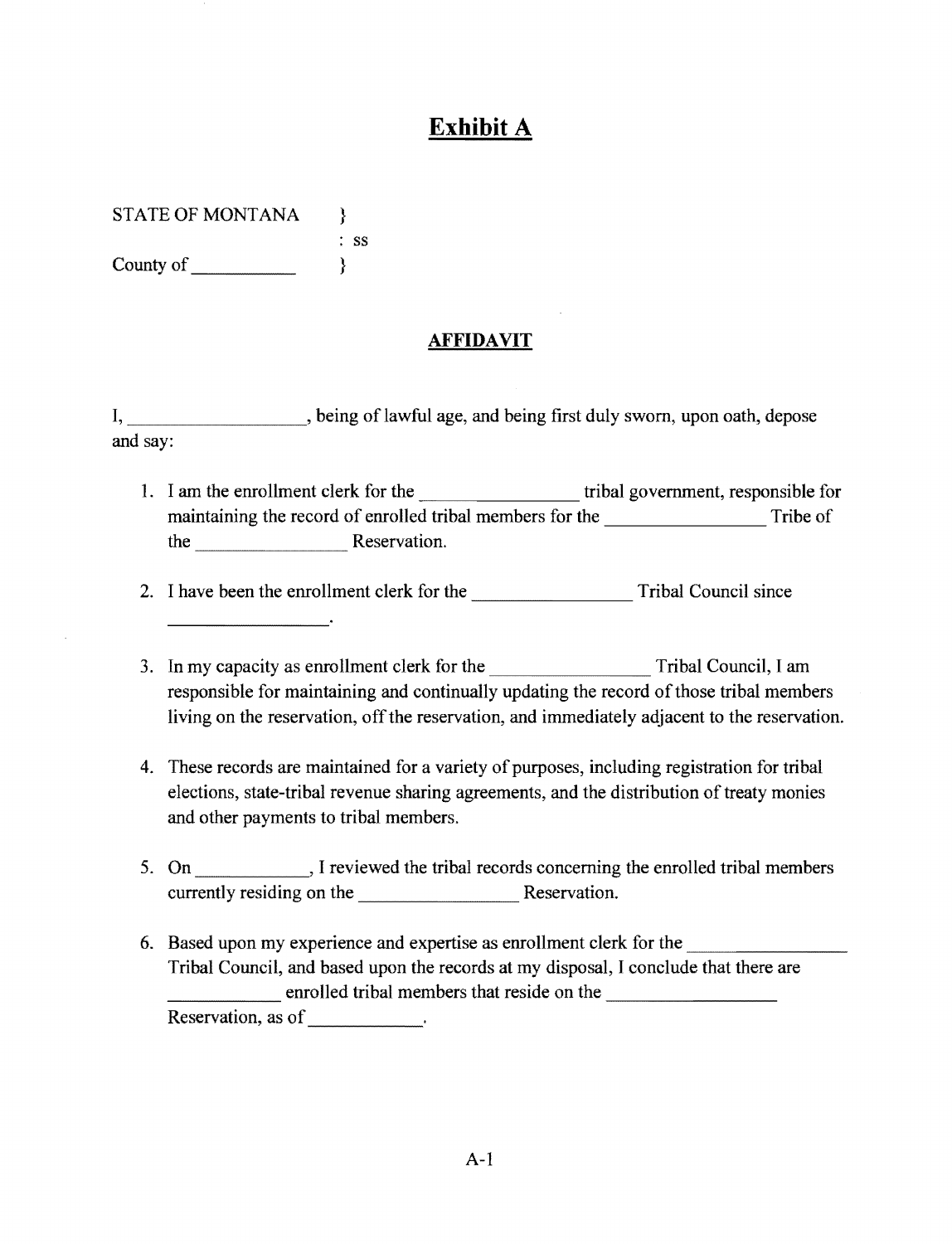# Exhibit A

STATE OF MONTANA }
: ss
County of __________ }

## AFFIDAVIT

I, __________________, being of lawful age, and being first duly sworn, upon oath, depose and say:

1. I am the enrollment clerk for the ________________ tribal government, responsible for maintaining the record of enrolled tribal members for the ________________ Tribe of the ________________ Reservation.

2. I have been the enrollment clerk for the ________________ Tribal Council since __________________.

3. In my capacity as enrollment clerk for the ________________ Tribal Council, I am responsible for maintaining and continually updating the record of those tribal members living on the reservation, off the reservation, and immediately adjacent to the reservation.

4. These records are maintained for a variety of purposes, including registration for tribal elections, state-tribal revenue sharing agreements, and the distribution of treaty monies and other payments to tribal members.

5. On ____________, I reviewed the tribal records concerning the enrolled tribal members currently residing on the ________________ Reservation.

6. Based upon my experience and expertise as enrollment clerk for the ________________ Tribal Council, and based upon the records at my disposal, I conclude that there are ____________ enrolled tribal members that reside on the ________________ Reservation, as of ____________.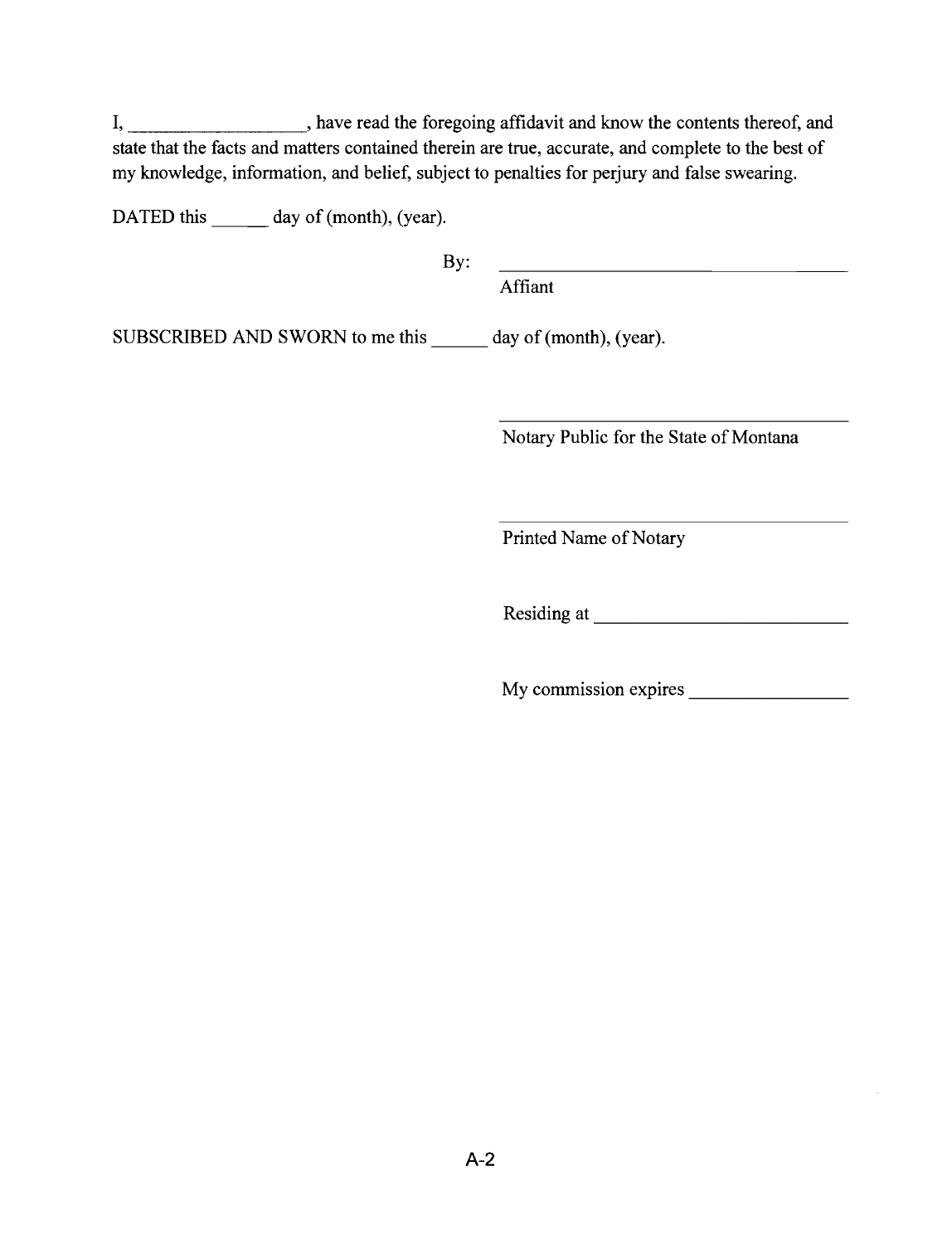I, ___________________, have read the foregoing affidavit and know the contents thereof, and state that the facts and matters contained therein are true, accurate, and complete to the best of my knowledge, information, and belief, subject to penalties for perjury and false swearing.

DATED this ______ day of (month), (year).

By: ____________________________________
Affiant

SUBSCRIBED AND SWORN to me this ______ day of (month), (year).

____________________________________
Notary Public for the State of Montana

____________________________________
Printed Name of Notary

Residing at ___________________________

My commission expires _________________